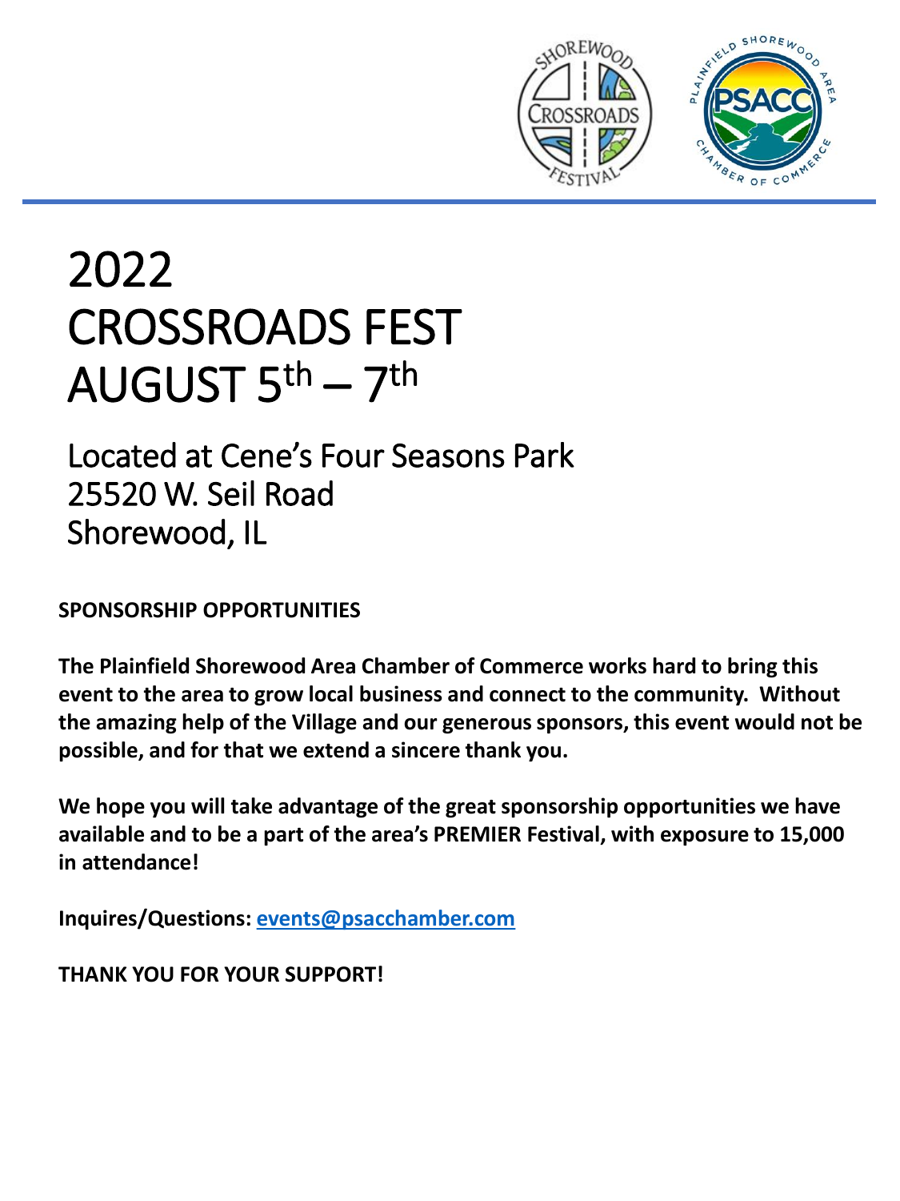# 2022
# CROSSROADS FEST
# AUGUST 5th – 7th

## Located at Cene's Four Seasons Park
## 25520 W. Seil Road
## Shorewood, IL

**SPONSORSHIP OPPORTUNITIES**

**The Plainfield Shorewood Area Chamber of Commerce works hard to bring this event to the area to grow local business and connect to the community. Without the amazing help of the Village and our generous sponsors, this event would not be possible, and for that we extend a sincere thank you.**

**We hope you will take advantage of the great sponsorship opportunities we have available and to be a part of the area's PREMIER Festival, with exposure to 15,000 in attendance!**

**Inquires/Questions: events@psacchamber.com**

**THANK YOU FOR YOUR SUPPORT!**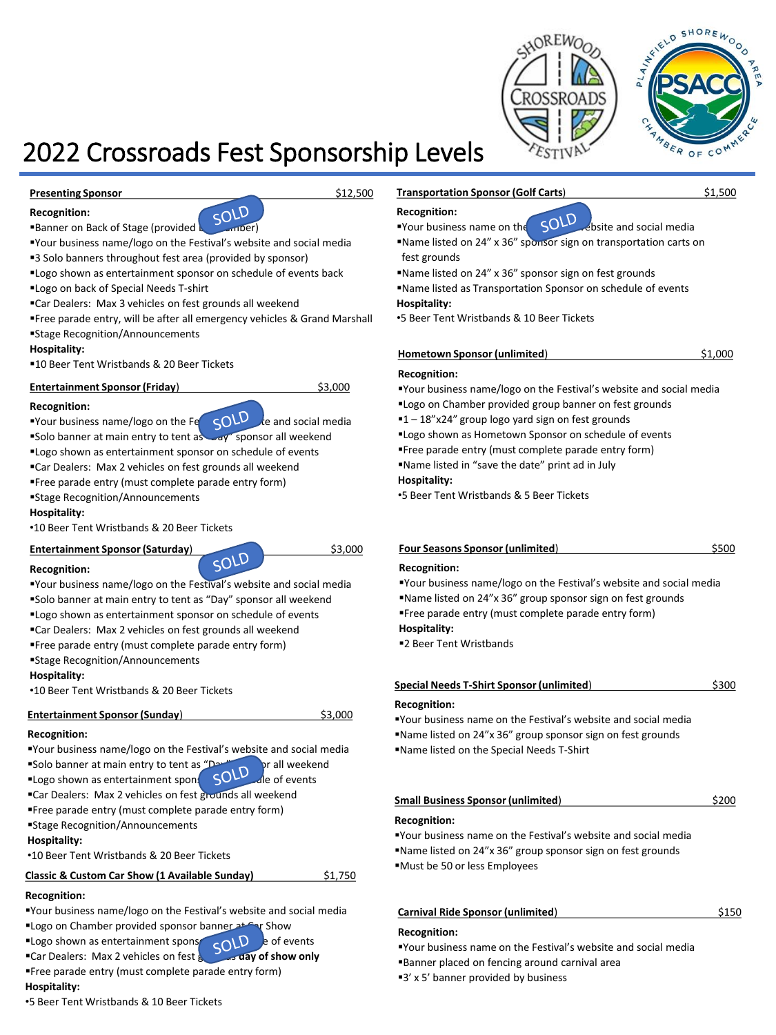# 2022 Crossroads Fest Sponsorship Levels

**Presenting Sponsor** $12,500

**Recognition:** SOLD

- Banner on Back of Stage (provided by Chamber)
- Your business name/logo on the Festival's website and social media
- 3 Solo banners throughout fest area (provided by sponsor)
- Logo shown as entertainment sponsor on schedule of events back
- Logo on back of Special Needs T-shirt
- Car Dealers: Max 3 vehicles on fest grounds all weekend
- Free parade entry, will be after all emergency vehicles & Grand Marshall
- Stage Recognition/Announcements

**Hospitality:**

- 10 Beer Tent Wristbands & 20 Beer Tickets

**Entertainment Sponsor (Friday)** $3,000

**Recognition:** SOLD

- Your business name/logo on the Festival's website and social media
- Solo banner at main entry to tent as "Day" sponsor all weekend
- Logo shown as entertainment sponsor on schedule of events
- Car Dealers: Max 2 vehicles on fest grounds all weekend
- Free parade entry (must complete parade entry form)
- Stage Recognition/Announcements

**Hospitality:**

- 10 Beer Tent Wristbands & 20 Beer Tickets

**Entertainment Sponsor (Saturday)** $3,000

**Recognition:** SOLD

- Your business name/logo on the Festival's website and social media
- Solo banner at main entry to tent as "Day" sponsor all weekend
- Logo shown as entertainment sponsor on schedule of events
- Car Dealers: Max 2 vehicles on fest grounds all weekend
- Free parade entry (must complete parade entry form)
- Stage Recognition/Announcements

**Hospitality:**

- 10 Beer Tent Wristbands & 20 Beer Tickets

**Entertainment Sponsor (Sunday)** $3,000

**Recognition:** SOLD

- Your business name/logo on the Festival's website and social media
- Solo banner at main entry to tent as "Day" sponsor all weekend
- Logo shown as entertainment sponsor on schedule of events
- Car Dealers: Max 2 vehicles on fest grounds all weekend
- Free parade entry (must complete parade entry form)
- Stage Recognition/Announcements

**Hospitality:**

- 10 Beer Tent Wristbands & 20 Beer Tickets

**Classic & Custom Car Show (1 Available Sunday)** $1,750

**Recognition:** SOLD

- Your business name/logo on the Festival's website and social media
- Logo on Chamber provided sponsor banner at Car Show
- Logo shown as entertainment sponsor on schedule of events
- Car Dealers: Max 2 vehicles on fest grounds **day of show only**
- Free parade entry (must complete parade entry form)

**Hospitality:**

- 5 Beer Tent Wristbands & 10 Beer Tickets

**Transportation Sponsor (Golf Carts)** $1,500

**Recognition:** SOLD

- Your business name on the Festival's website and social media
- Name listed on 24" x 36" sponsor sign on transportation carts on fest grounds
- Name listed on 24" x 36" sponsor sign on fest grounds
- Name listed as Transportation Sponsor on schedule of events

**Hospitality:**

- 5 Beer Tent Wristbands & 10 Beer Tickets

**Hometown Sponsor (unlimited)** $1,000

**Recognition:**

- Your business name/logo on the Festival's website and social media
- Logo on Chamber provided group banner on fest grounds
- 1 – 18"x24" group logo yard sign on fest grounds
- Logo shown as Hometown Sponsor on schedule of events
- Free parade entry (must complete parade entry form)
- Name listed in "save the date" print ad in July

**Hospitality:**

- 5 Beer Tent Wristbands & 5 Beer Tickets

**Four Seasons Sponsor (unlimited)** $500

**Recognition:**

- Your business name/logo on the Festival's website and social media
- Name listed on 24"x 36" group sponsor sign on fest grounds
- Free parade entry (must complete parade entry form)

**Hospitality:**

- 2 Beer Tent Wristbands

**Special Needs T-Shirt Sponsor (unlimited)** $300

**Recognition:**

- Your business name on the Festival's website and social media
- Name listed on 24"x 36" group sponsor sign on fest grounds
- Name listed on the Special Needs T-Shirt

**Small Business Sponsor (unlimited)** $200

**Recognition:**

- Your business name on the Festival's website and social media
- Name listed on 24"x 36" group sponsor sign on fest grounds
- Must be 50 or less Employees

**Carnival Ride Sponsor (unlimited)** $150

**Recognition:**

- Your business name on the Festival's website and social media
- Banner placed on fencing around carnival area
- 3' x 5' banner provided by business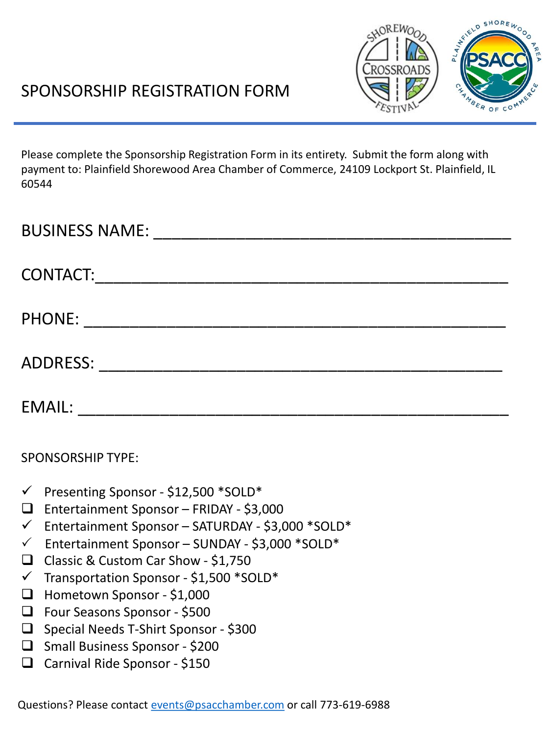# SPONSORSHIP REGISTRATION FORM

Please complete the Sponsorship Registration Form in its entirety. Submit the form along with payment to: Plainfield Shorewood Area Chamber of Commerce, 24109 Lockport St. Plainfield, IL 60544

BUSINESS NAME: ______________________________________

CONTACT:______________________________________________

PHONE: _______________________________________________

ADDRESS: _____________________________________________

EMAIL: _______________________________________________

SPONSORSHIP TYPE:

- ✓ Presenting Sponsor - $12,500 *SOLD*
- ❑ Entertainment Sponsor – FRIDAY - $3,000
- ✓ Entertainment Sponsor – SATURDAY - $3,000 *SOLD*
- ✓ Entertainment Sponsor – SUNDAY - $3,000 *SOLD*
- ❑ Classic & Custom Car Show - $1,750
- ✓ Transportation Sponsor - $1,500 *SOLD*
- ❑ Hometown Sponsor - $1,000
- ❑ Four Seasons Sponsor - $500
- ❑ Special Needs T-Shirt Sponsor - $300
- ❑ Small Business Sponsor - $200
- ❑ Carnival Ride Sponsor - $150

Questions? Please contact events@psacchamber.com or call 773-619-6988